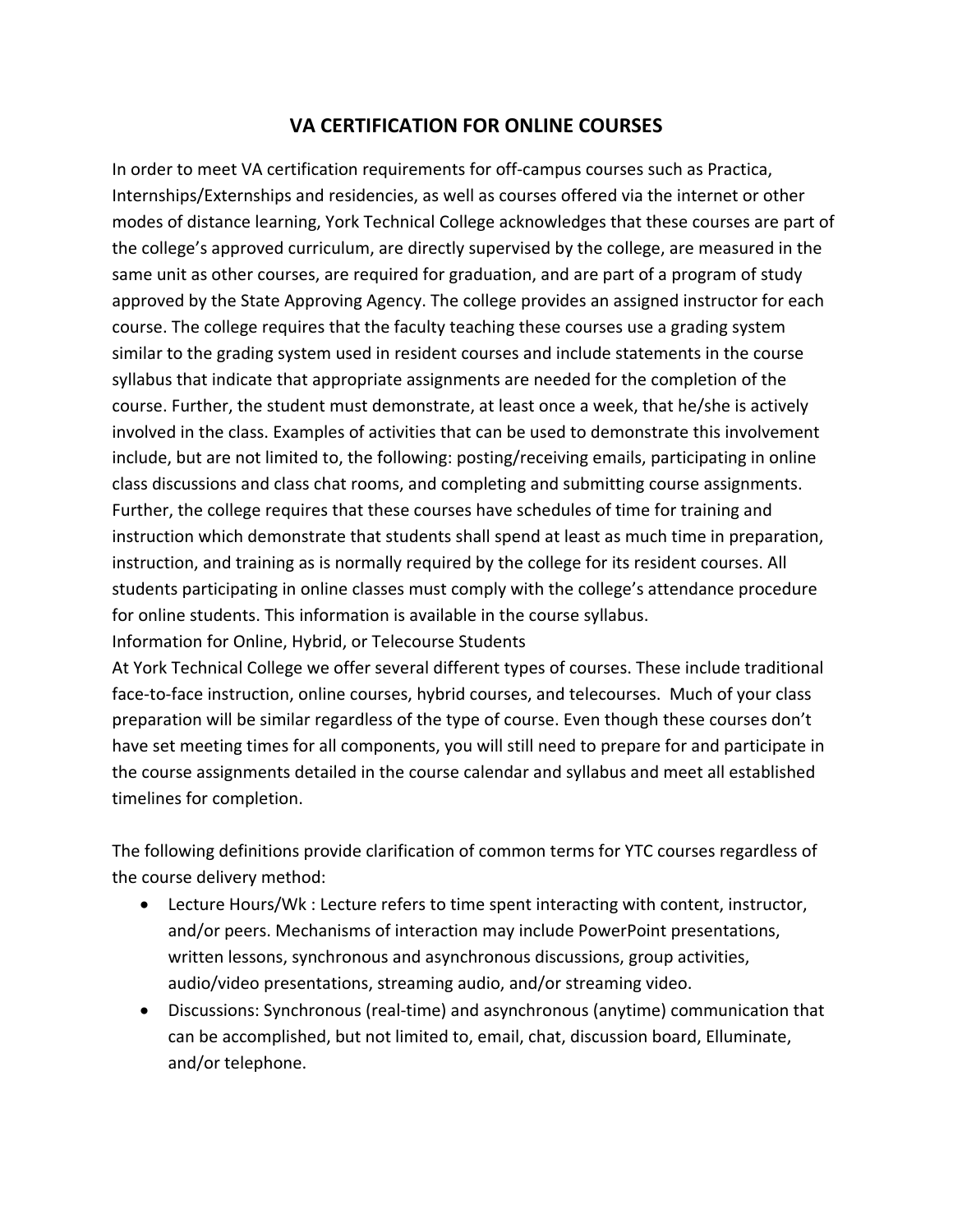# VA CERTIFICATION FOR ONLINE COURSES

In order to meet VA certification requirements for off-campus courses such as Practica, Internships/Externships and residencies, as well as courses offered via the internet or other modes of distance learning, York Technical College acknowledges that these courses are part of the college's approved curriculum, are directly supervised by the college, are measured in the same unit as other courses, are required for graduation, and are part of a program of study approved by the State Approving Agency. The college provides an assigned instructor for each course. The college requires that the faculty teaching these courses use a grading system similar to the grading system used in resident courses and include statements in the course syllabus that indicate that appropriate assignments are needed for the completion of the course. Further, the student must demonstrate, at least once a week, that he/she is actively involved in the class. Examples of activities that can be used to demonstrate this involvement include, but are not limited to, the following: posting/receiving emails, participating in online class discussions and class chat rooms, and completing and submitting course assignments. Further, the college requires that these courses have schedules of time for training and instruction which demonstrate that students shall spend at least as much time in preparation, instruction, and training as is normally required by the college for its resident courses. All students participating in online classes must comply with the college's attendance procedure for online students. This information is available in the course syllabus.

Information for Online, Hybrid, or Telecourse Students

At York Technical College we offer several different types of courses. These include traditional face-to-face instruction, online courses, hybrid courses, and telecourses. Much of your class preparation will be similar regardless of the type of course. Even though these courses don't have set meeting times for all components, you will still need to prepare for and participate in the course assignments detailed in the course calendar and syllabus and meet all established timelines for completion.

The following definitions provide clarification of common terms for YTC courses regardless of the course delivery method:

- Lecture Hours/Wk : Lecture refers to time spent interacting with content, instructor, and/or peers. Mechanisms of interaction may include PowerPoint presentations, written lessons, synchronous and asynchronous discussions, group activities, audio/video presentations, streaming audio, and/or streaming video.
- Discussions: Synchronous (real-time) and asynchronous (anytime) communication that can be accomplished, but not limited to, email, chat, discussion board, Elluminate, and/or telephone.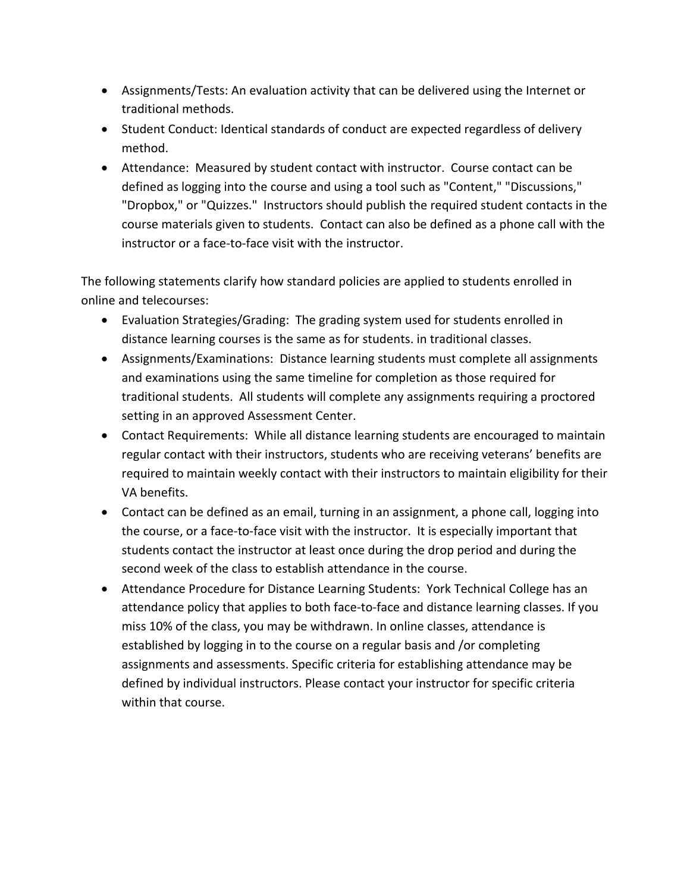- Assignments/Tests: An evaluation activity that can be delivered using the Internet or traditional methods.
- Student Conduct: Identical standards of conduct are expected regardless of delivery method.
- Attendance: Measured by student contact with instructor. Course contact can be defined as logging into the course and using a tool such as "Content," "Discussions," "Dropbox," or "Quizzes." Instructors should publish the required student contacts in the course materials given to students. Contact can also be defined as a phone call with the instructor or a face-to-face visit with the instructor.

The following statements clarify how standard policies are applied to students enrolled in online and telecourses:

- Evaluation Strategies/Grading: The grading system used for students enrolled in distance learning courses is the same as for students. in traditional classes.
- Assignments/Examinations: Distance learning students must complete all assignments and examinations using the same timeline for completion as those required for traditional students. All students will complete any assignments requiring a proctored setting in an approved Assessment Center.
- Contact Requirements: While all distance learning students are encouraged to maintain regular contact with their instructors, students who are receiving veterans' benefits are required to maintain weekly contact with their instructors to maintain eligibility for their VA benefits.
- Contact can be defined as an email, turning in an assignment, a phone call, logging into the course, or a face-to-face visit with the instructor. It is especially important that students contact the instructor at least once during the drop period and during the second week of the class to establish attendance in the course.
- Attendance Procedure for Distance Learning Students: York Technical College has an attendance policy that applies to both face-to-face and distance learning classes. If you miss 10% of the class, you may be withdrawn. In online classes, attendance is established by logging in to the course on a regular basis and /or completing assignments and assessments. Specific criteria for establishing attendance may be defined by individual instructors. Please contact your instructor for specific criteria within that course.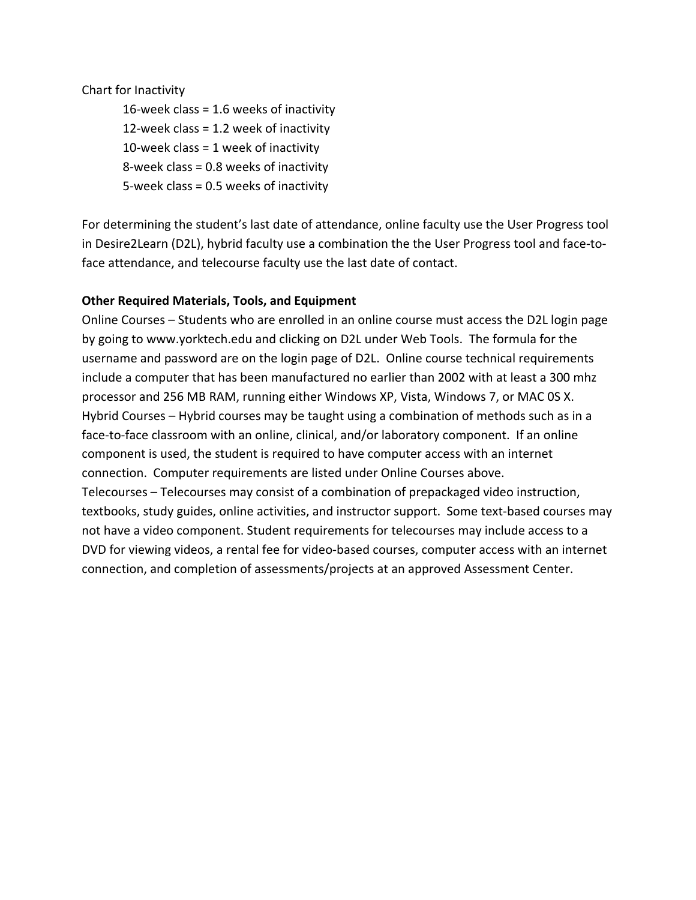Chart for Inactivity

- 16-week class = 1.6 weeks of inactivity
- 12-week class = 1.2 week of inactivity
- 10-week class = 1 week of inactivity
- 8-week class = 0.8 weeks of inactivity
- 5-week class = 0.5 weeks of inactivity

For determining the student's last date of attendance, online faculty use the User Progress tool in Desire2Learn (D2L), hybrid faculty use a combination the the User Progress tool and face-to-face attendance, and telecourse faculty use the last date of contact.

**Other Required Materials, Tools, and Equipment**

Online Courses – Students who are enrolled in an online course must access the D2L login page by going to www.yorktech.edu and clicking on D2L under Web Tools. The formula for the username and password are on the login page of D2L. Online course technical requirements include a computer that has been manufactured no earlier than 2002 with at least a 300 mhz processor and 256 MB RAM, running either Windows XP, Vista, Windows 7, or MAC 0S X.

Hybrid Courses – Hybrid courses may be taught using a combination of methods such as in a face-to-face classroom with an online, clinical, and/or laboratory component. If an online component is used, the student is required to have computer access with an internet connection. Computer requirements are listed under Online Courses above.

Telecourses – Telecourses may consist of a combination of prepackaged video instruction, textbooks, study guides, online activities, and instructor support. Some text-based courses may not have a video component. Student requirements for telecourses may include access to a DVD for viewing videos, a rental fee for video-based courses, computer access with an internet connection, and completion of assessments/projects at an approved Assessment Center.